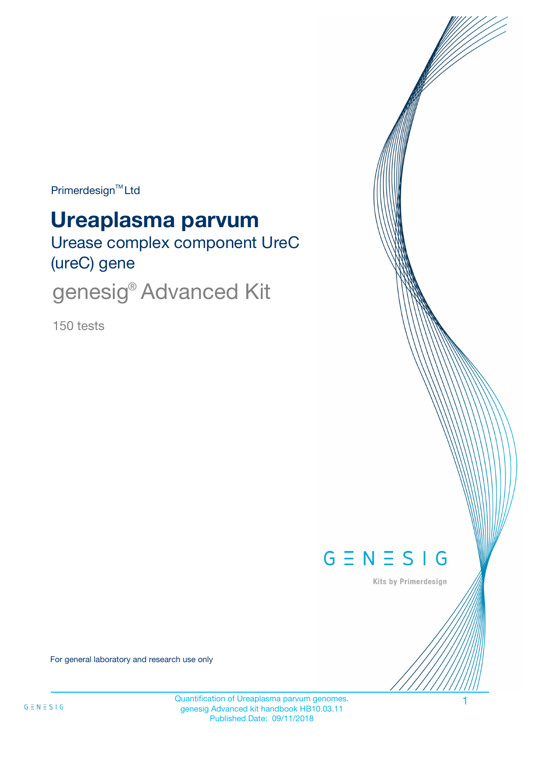Primerdesign™ Ltd

# Ureaplasma parvum

## Urease complex component UreC (ureC) gene

## genesig® Advanced Kit

150 tests

GENESIG

Kits by Primerdesign

For general laboratory and research use only

Quantification of Ureaplasma parvum genomes.
genesig Advanced kit handbook HB10.03.11
Published Date: 09/11/2018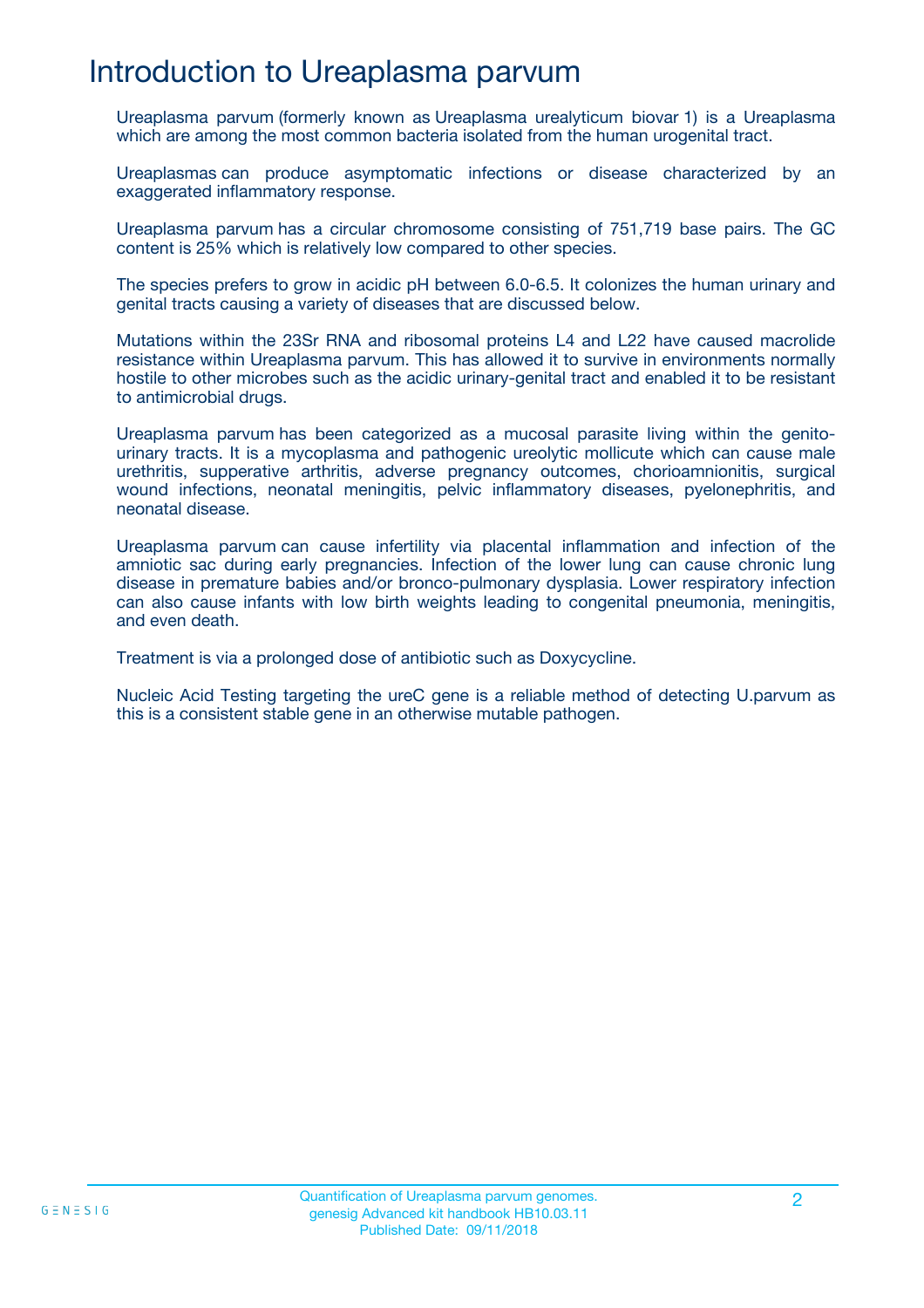# Introduction to Ureaplasma parvum

Ureaplasma parvum (formerly known as Ureaplasma urealyticum biovar 1) is a Ureaplasma which are among the most common bacteria isolated from the human urogenital tract.

Ureaplasmas can produce asymptomatic infections or disease characterized by an exaggerated inflammatory response.

Ureaplasma parvum has a circular chromosome consisting of 751,719 base pairs. The GC content is 25% which is relatively low compared to other species.

The species prefers to grow in acidic pH between 6.0-6.5. It colonizes the human urinary and genital tracts causing a variety of diseases that are discussed below.

Mutations within the 23Sr RNA and ribosomal proteins L4 and L22 have caused macrolide resistance within Ureaplasma parvum. This has allowed it to survive in environments normally hostile to other microbes such as the acidic urinary-genital tract and enabled it to be resistant to antimicrobial drugs.

Ureaplasma parvum has been categorized as a mucosal parasite living within the genito-urinary tracts. It is a mycoplasma and pathogenic ureolytic mollicute which can cause male urethritis, supperative arthritis, adverse pregnancy outcomes, chorioamnionitis, surgical wound infections, neonatal meningitis, pelvic inflammatory diseases, pyelonephritis, and neonatal disease.

Ureaplasma parvum can cause infertility via placental inflammation and infection of the amniotic sac during early pregnancies. Infection of the lower lung can cause chronic lung disease in premature babies and/or bronco-pulmonary dysplasia. Lower respiratory infection can also cause infants with low birth weights leading to congenital pneumonia, meningitis, and even death.

Treatment is via a prolonged dose of antibiotic such as Doxycycline.

Nucleic Acid Testing targeting the ureC gene is a reliable method of detecting U.parvum as this is a consistent stable gene in an otherwise mutable pathogen.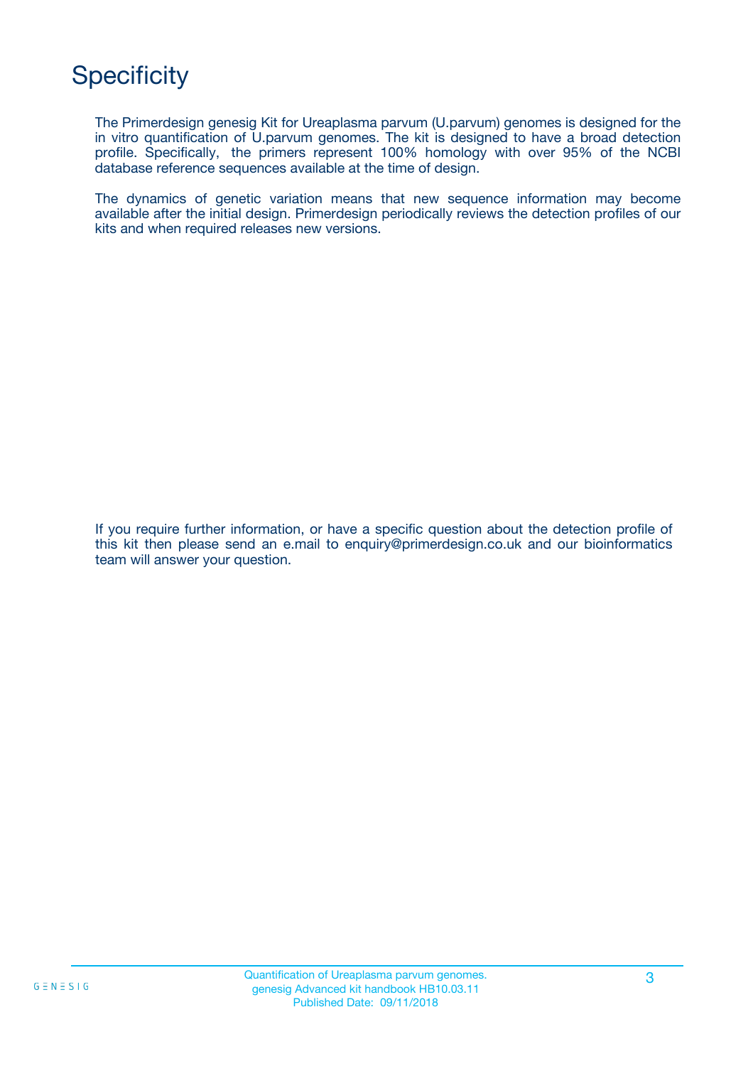# Specificity

The Primerdesign genesig Kit for Ureaplasma parvum (U.parvum) genomes is designed for the in vitro quantification of U.parvum genomes. The kit is designed to have a broad detection profile. Specifically, the primers represent 100% homology with over 95% of the NCBI database reference sequences available at the time of design.

The dynamics of genetic variation means that new sequence information may become available after the initial design. Primerdesign periodically reviews the detection profiles of our kits and when required releases new versions.

If you require further information, or have a specific question about the detection profile of this kit then please send an e.mail to enquiry@primerdesign.co.uk and our bioinformatics team will answer your question.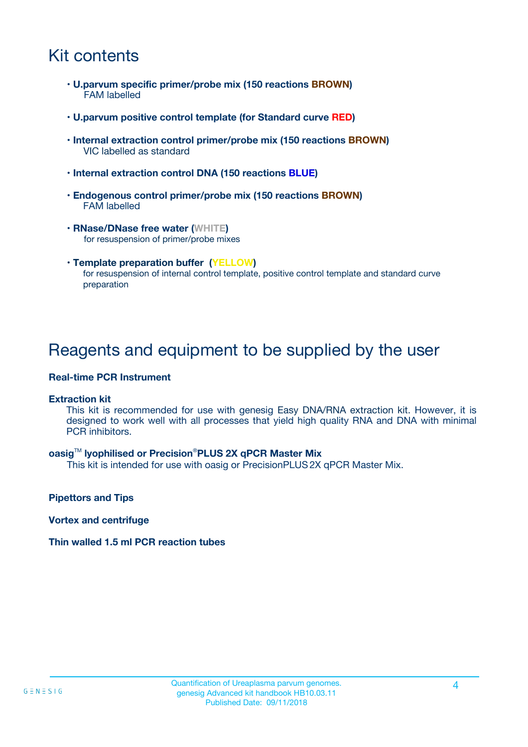# Kit contents

- **U.parvum specific primer/probe mix (150 reactions BROWN)**
  FAM labelled
- **U.parvum positive control template (for Standard curve RED)**
- **Internal extraction control primer/probe mix (150 reactions BROWN)**
  VIC labelled as standard
- **Internal extraction control DNA (150 reactions BLUE)**
- **Endogenous control primer/probe mix (150 reactions BROWN)**
  FAM labelled
- **RNase/DNase free water (WHITE)**
  for resuspension of primer/probe mixes
- **Template preparation buffer (YELLOW)**
  for resuspension of internal control template, positive control template and standard curve preparation

# Reagents and equipment to be supplied by the user

**Real-time PCR Instrument**

**Extraction kit**

This kit is recommended for use with genesig Easy DNA/RNA extraction kit. However, it is designed to work well with all processes that yield high quality RNA and DNA with minimal PCR inhibitors.

**oasig™ lyophilised or Precision®PLUS 2X qPCR Master Mix**

This kit is intended for use with oasig or PrecisionPLUS 2X qPCR Master Mix.

**Pipettors and Tips**

**Vortex and centrifuge**

**Thin walled 1.5 ml PCR reaction tubes**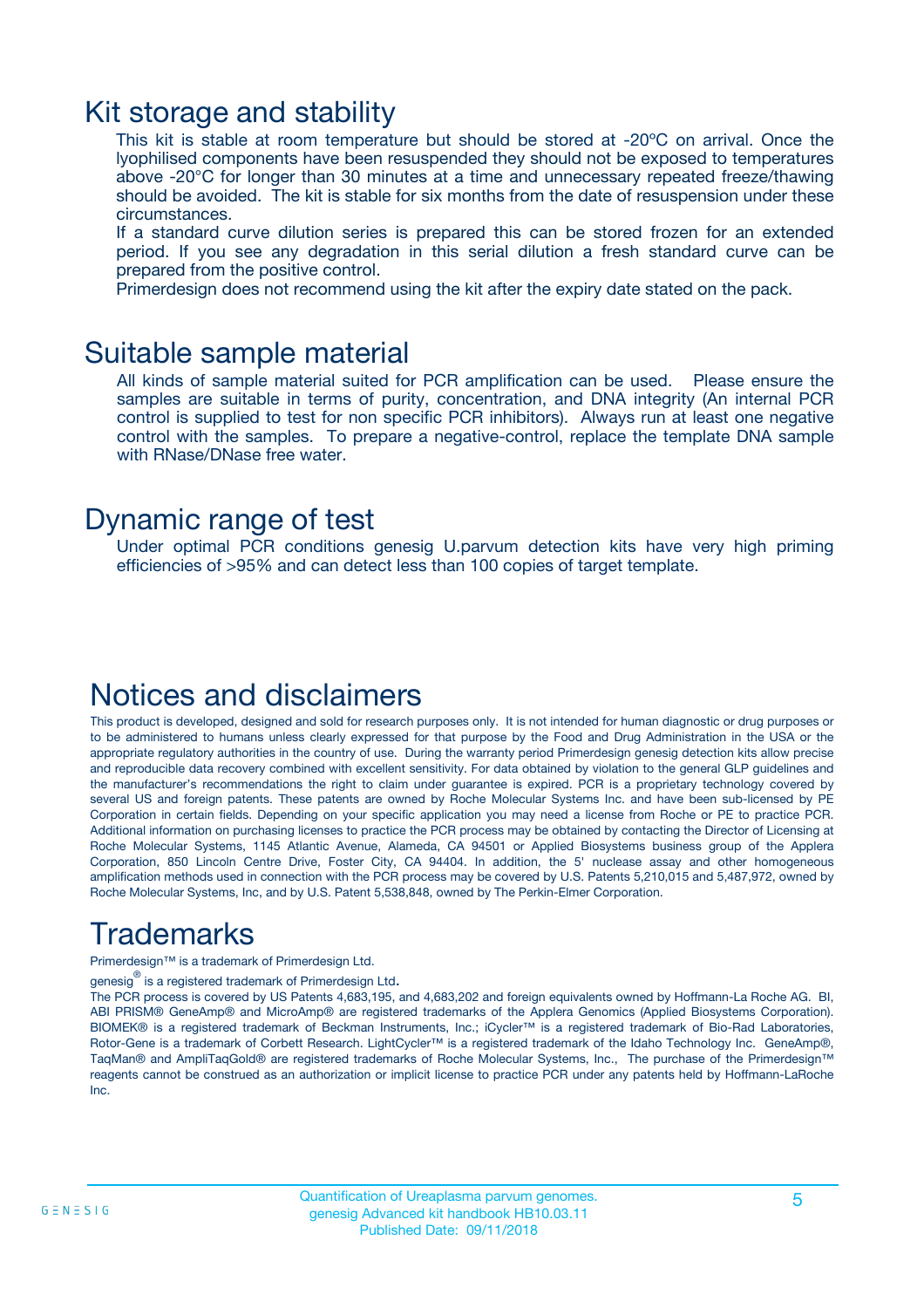# Kit storage and stability

This kit is stable at room temperature but should be stored at -20ºC on arrival. Once the lyophilised components have been resuspended they should not be exposed to temperatures above -20°C for longer than 30 minutes at a time and unnecessary repeated freeze/thawing should be avoided. The kit is stable for six months from the date of resuspension under these circumstances.

If a standard curve dilution series is prepared this can be stored frozen for an extended period. If you see any degradation in this serial dilution a fresh standard curve can be prepared from the positive control.

Primerdesign does not recommend using the kit after the expiry date stated on the pack.

# Suitable sample material

All kinds of sample material suited for PCR amplification can be used. Please ensure the samples are suitable in terms of purity, concentration, and DNA integrity (An internal PCR control is supplied to test for non specific PCR inhibitors). Always run at least one negative control with the samples. To prepare a negative-control, replace the template DNA sample with RNase/DNase free water.

# Dynamic range of test

Under optimal PCR conditions genesig U.parvum detection kits have very high priming efficiencies of >95% and can detect less than 100 copies of target template.

# Notices and disclaimers

This product is developed, designed and sold for research purposes only. It is not intended for human diagnostic or drug purposes or to be administered to humans unless clearly expressed for that purpose by the Food and Drug Administration in the USA or the appropriate regulatory authorities in the country of use. During the warranty period Primerdesign genesig detection kits allow precise and reproducible data recovery combined with excellent sensitivity. For data obtained by violation to the general GLP guidelines and the manufacturer's recommendations the right to claim under guarantee is expired. PCR is a proprietary technology covered by several US and foreign patents. These patents are owned by Roche Molecular Systems Inc. and have been sub-licensed by PE Corporation in certain fields. Depending on your specific application you may need a license from Roche or PE to practice PCR. Additional information on purchasing licenses to practice the PCR process may be obtained by contacting the Director of Licensing at Roche Molecular Systems, 1145 Atlantic Avenue, Alameda, CA 94501 or Applied Biosystems business group of the Applera Corporation, 850 Lincoln Centre Drive, Foster City, CA 94404. In addition, the 5' nuclease assay and other homogeneous amplification methods used in connection with the PCR process may be covered by U.S. Patents 5,210,015 and 5,487,972, owned by Roche Molecular Systems, Inc, and by U.S. Patent 5,538,848, owned by The Perkin-Elmer Corporation.

# Trademarks

Primerdesign™ is a trademark of Primerdesign Ltd.

genesig® is a registered trademark of Primerdesign Ltd.

The PCR process is covered by US Patents 4,683,195, and 4,683,202 and foreign equivalents owned by Hoffmann-La Roche AG. BI, ABI PRISM® GeneAmp® and MicroAmp® are registered trademarks of the Applera Genomics (Applied Biosystems Corporation). BIOMEK® is a registered trademark of Beckman Instruments, Inc.; iCycler™ is a registered trademark of Bio-Rad Laboratories, Rotor-Gene is a trademark of Corbett Research. LightCycler™ is a registered trademark of the Idaho Technology Inc. GeneAmp®, TaqMan® and AmpliTaqGold® are registered trademarks of Roche Molecular Systems, Inc., The purchase of the Primerdesign™ reagents cannot be construed as an authorization or implicit license to practice PCR under any patents held by Hoffmann-LaRoche Inc.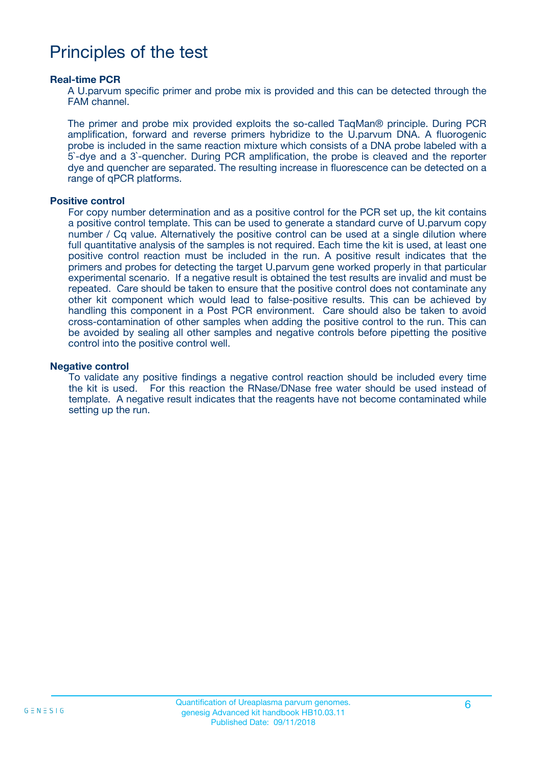# Principles of the test

### Real-time PCR

A U.parvum specific primer and probe mix is provided and this can be detected through the FAM channel.

The primer and probe mix provided exploits the so-called TaqMan® principle. During PCR amplification, forward and reverse primers hybridize to the U.parvum DNA. A fluorogenic probe is included in the same reaction mixture which consists of a DNA probe labeled with a 5`-dye and a 3`-quencher. During PCR amplification, the probe is cleaved and the reporter dye and quencher are separated. The resulting increase in fluorescence can be detected on a range of qPCR platforms.

### Positive control

For copy number determination and as a positive control for the PCR set up, the kit contains a positive control template. This can be used to generate a standard curve of U.parvum copy number / Cq value. Alternatively the positive control can be used at a single dilution where full quantitative analysis of the samples is not required. Each time the kit is used, at least one positive control reaction must be included in the run. A positive result indicates that the primers and probes for detecting the target U.parvum gene worked properly in that particular experimental scenario. If a negative result is obtained the test results are invalid and must be repeated. Care should be taken to ensure that the positive control does not contaminate any other kit component which would lead to false-positive results. This can be achieved by handling this component in a Post PCR environment. Care should also be taken to avoid cross-contamination of other samples when adding the positive control to the run. This can be avoided by sealing all other samples and negative controls before pipetting the positive control into the positive control well.

### Negative control

To validate any positive findings a negative control reaction should be included every time the kit is used. For this reaction the RNase/DNase free water should be used instead of template. A negative result indicates that the reagents have not become contaminated while setting up the run.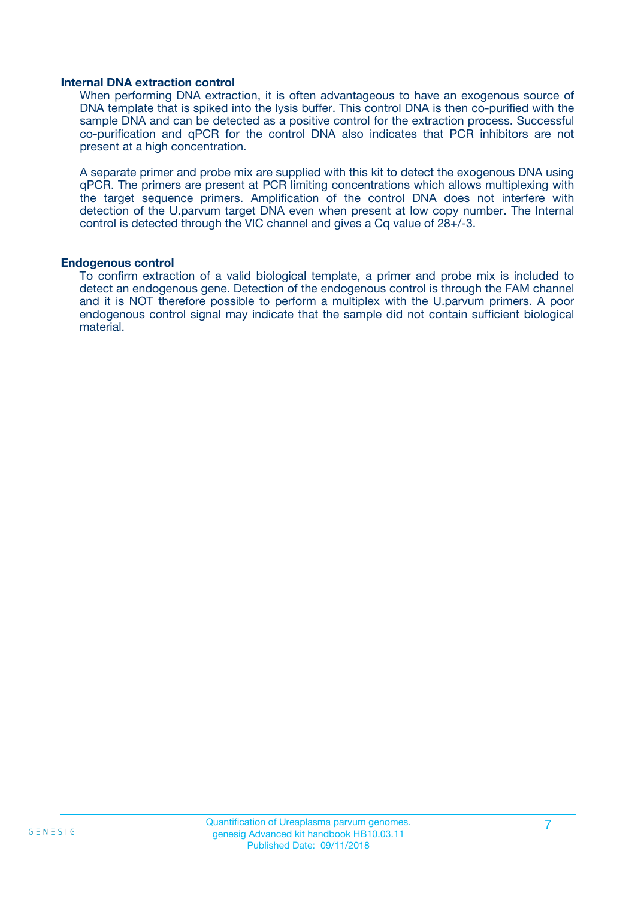### Internal DNA extraction control

When performing DNA extraction, it is often advantageous to have an exogenous source of DNA template that is spiked into the lysis buffer. This control DNA is then co-purified with the sample DNA and can be detected as a positive control for the extraction process. Successful co-purification and qPCR for the control DNA also indicates that PCR inhibitors are not present at a high concentration.

A separate primer and probe mix are supplied with this kit to detect the exogenous DNA using qPCR. The primers are present at PCR limiting concentrations which allows multiplexing with the target sequence primers. Amplification of the control DNA does not interfere with detection of the U.parvum target DNA even when present at low copy number. The Internal control is detected through the VIC channel and gives a Cq value of 28+/-3.

### Endogenous control

To confirm extraction of a valid biological template, a primer and probe mix is included to detect an endogenous gene. Detection of the endogenous control is through the FAM channel and it is NOT therefore possible to perform a multiplex with the U.parvum primers. A poor endogenous control signal may indicate that the sample did not contain sufficient biological material.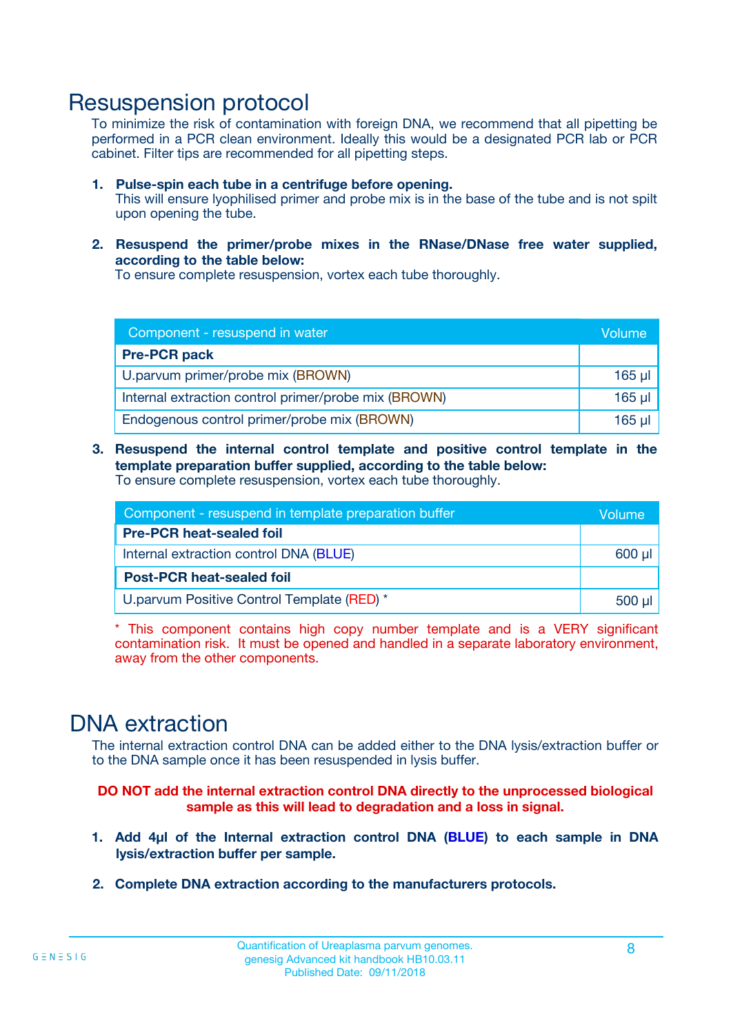# Resuspension protocol

To minimize the risk of contamination with foreign DNA, we recommend that all pipetting be performed in a PCR clean environment. Ideally this would be a designated PCR lab or PCR cabinet. Filter tips are recommended for all pipetting steps.

1. **Pulse-spin each tube in a centrifuge before opening.**
   This will ensure lyophilised primer and probe mix is in the base of the tube and is not spilt upon opening the tube.

2. **Resuspend the primer/probe mixes in the RNase/DNase free water supplied, according to the table below:**
   To ensure complete resuspension, vortex each tube thoroughly.

| Component - resuspend in water | Volume |
|---|---|
| **Pre-PCR pack** | |
| U.parvum primer/probe mix (BROWN) | 165 µl |
| Internal extraction control primer/probe mix (BROWN) | 165 µl |
| Endogenous control primer/probe mix (BROWN) | 165 µl |

3. **Resuspend the internal control template and positive control template in the template preparation buffer supplied, according to the table below:**
   To ensure complete resuspension, vortex each tube thoroughly.

| Component - resuspend in template preparation buffer | Volume |
|---|---|
| **Pre-PCR heat-sealed foil** | |
| Internal extraction control DNA (BLUE) | 600 µl |
| **Post-PCR heat-sealed foil** | |
| U.parvum Positive Control Template (RED) * | 500 µl |

* This component contains high copy number template and is a VERY significant contamination risk. It must be opened and handled in a separate laboratory environment, away from the other components.

# DNA extraction

The internal extraction control DNA can be added either to the DNA lysis/extraction buffer or to the DNA sample once it has been resuspended in lysis buffer.

**DO NOT add the internal extraction control DNA directly to the unprocessed biological sample as this will lead to degradation and a loss in signal.**

1. **Add 4µl of the Internal extraction control DNA (BLUE) to each sample in DNA lysis/extraction buffer per sample.**

2. **Complete DNA extraction according to the manufacturers protocols.**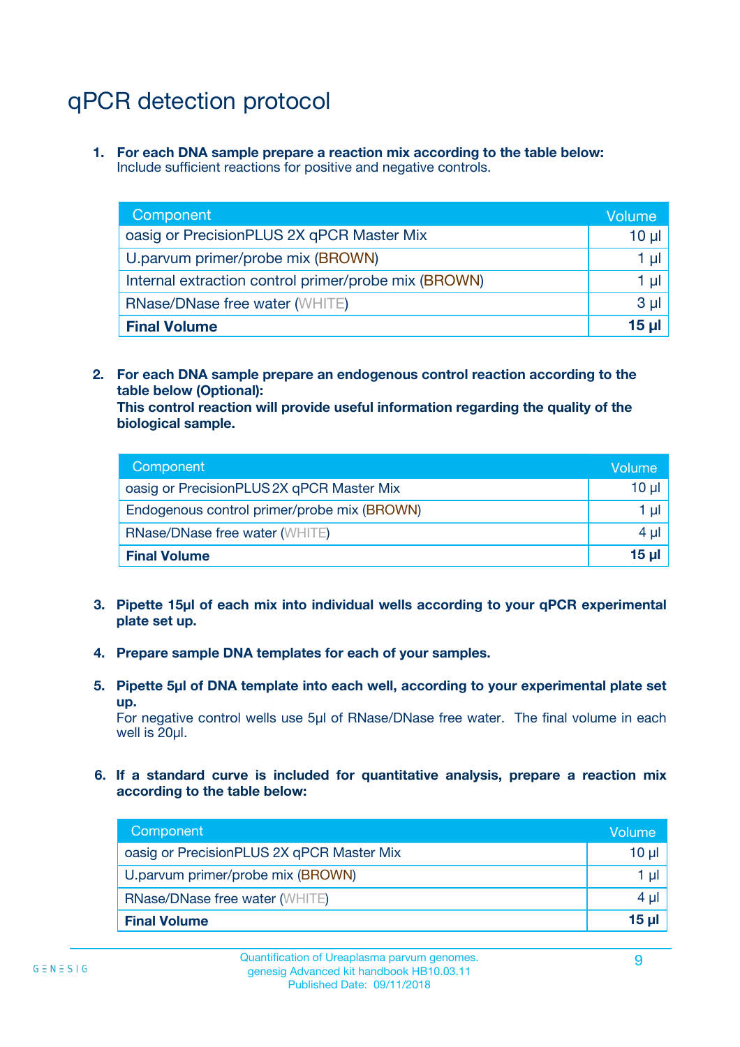# qPCR detection protocol

1. **For each DNA sample prepare a reaction mix according to the table below:**
   Include sufficient reactions for positive and negative controls.

| Component | Volume |
|---|---|
| oasig or PrecisionPLUS 2X qPCR Master Mix | 10 µl |
| U.parvum primer/probe mix (BROWN) | 1 µl |
| Internal extraction control primer/probe mix (BROWN) | 1 µl |
| RNase/DNase free water (WHITE) | 3 µl |
| **Final Volume** | **15 µl** |

2. **For each DNA sample prepare an endogenous control reaction according to the table below (Optional):**
   **This control reaction will provide useful information regarding the quality of the biological sample.**

| Component | Volume |
|---|---|
| oasig or PrecisionPLUS 2X qPCR Master Mix | 10 µl |
| Endogenous control primer/probe mix (BROWN) | 1 µl |
| RNase/DNase free water (WHITE) | 4 µl |
| **Final Volume** | **15 µl** |

3. **Pipette 15µl of each mix into individual wells according to your qPCR experimental plate set up.**

4. **Prepare sample DNA templates for each of your samples.**

5. **Pipette 5µl of DNA template into each well, according to your experimental plate set up.**
   For negative control wells use 5µl of RNase/DNase free water. The final volume in each well is 20µl.

6. **If a standard curve is included for quantitative analysis, prepare a reaction mix according to the table below:**

| Component | Volume |
|---|---|
| oasig or PrecisionPLUS 2X qPCR Master Mix | 10 µl |
| U.parvum primer/probe mix (BROWN) | 1 µl |
| RNase/DNase free water (WHITE) | 4 µl |
| **Final Volume** | **15 µl** |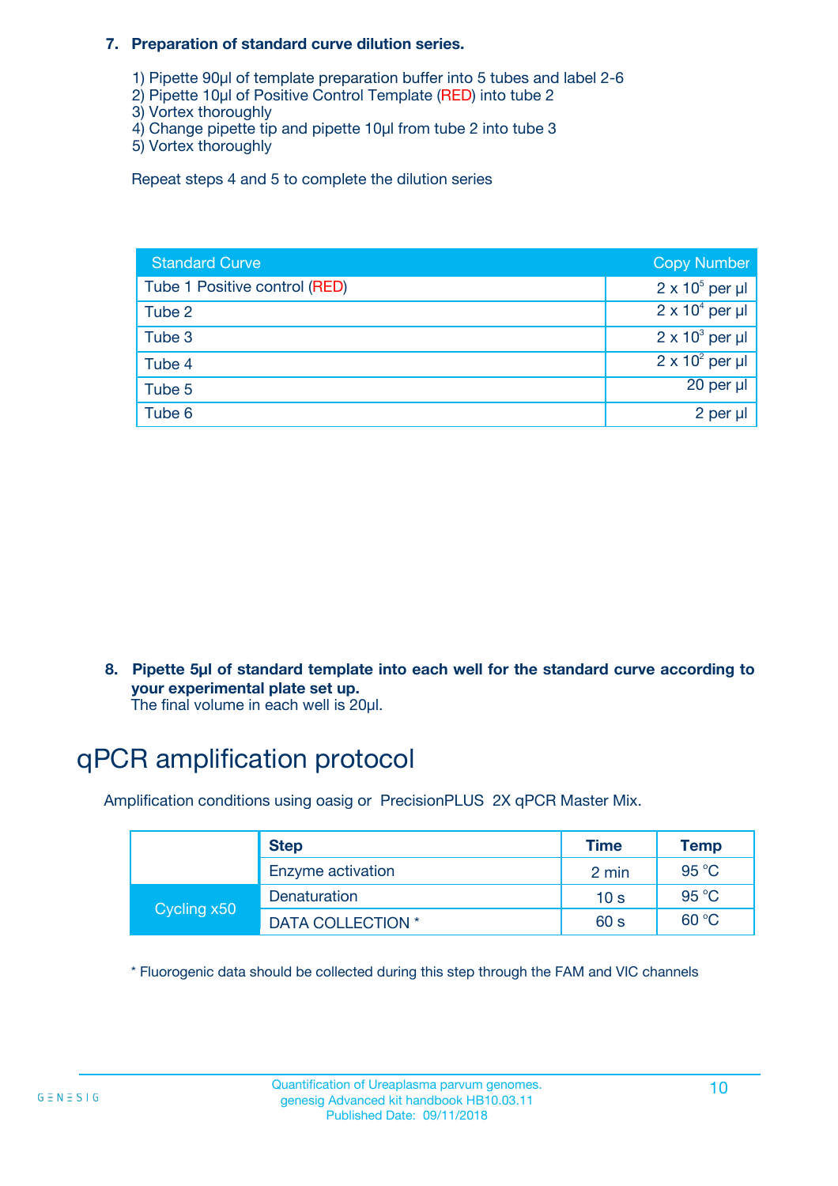**7. Preparation of standard curve dilution series.**

1) Pipette 90µl of template preparation buffer into 5 tubes and label 2-6
2) Pipette 10µl of Positive Control Template (RED) into tube 2
3) Vortex thoroughly
4) Change pipette tip and pipette 10µl from tube 2 into tube 3
5) Vortex thoroughly

Repeat steps 4 and 5 to complete the dilution series

| Standard Curve | Copy Number |
|---|---|
| Tube 1 Positive control (RED) | $2 \times 10^5$ per µl |
| Tube 2 | $2 \times 10^4$ per µl |
| Tube 3 | $2 \times 10^3$ per µl |
| Tube 4 | $2 \times 10^2$ per µl |
| Tube 5 | 20 per µl |
| Tube 6 | 2 per µl |

**8. Pipette 5µl of standard template into each well for the standard curve according to your experimental plate set up.**
The final volume in each well is 20µl.

# qPCR amplification protocol

Amplification conditions using oasig or PrecisionPLUS 2X qPCR Master Mix.

| | Step | Time | Temp |
|---|---|---|---|
| | Enzyme activation | 2 min | 95 °C |
| Cycling x50 | Denaturation | 10 s | 95 °C |
| | DATA COLLECTION * | 60 s | 60 °C |

* Fluorogenic data should be collected during this step through the FAM and VIC channels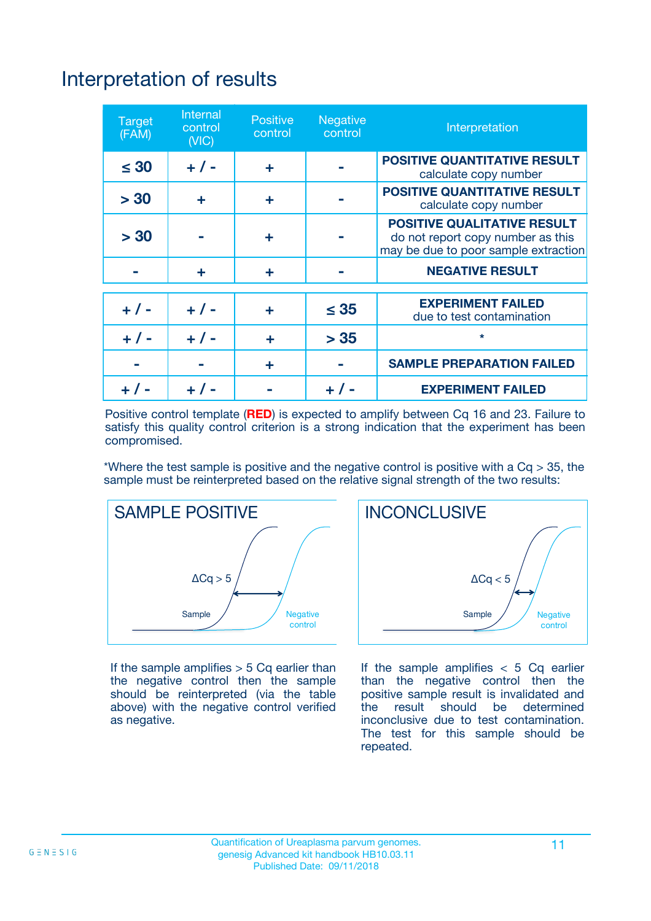# Interpretation of results

| Target (FAM) | Internal control (VIC) | Positive control | Negative control | Interpretation |
|---|---|---|---|---|
| ≤ 30 | + / - | + | - | **POSITIVE QUANTITATIVE RESULT** calculate copy number |
| > 30 | + | + | - | **POSITIVE QUANTITATIVE RESULT** calculate copy number |
| > 30 | - | + | - | **POSITIVE QUALITATIVE RESULT** do not report copy number as this may be due to poor sample extraction |
| - | + | + | - | **NEGATIVE RESULT** |
| + / - | + / - | + | ≤ 35 | **EXPERIMENT FAILED** due to test contamination |
| + / - | + / - | + | > 35 | * |
| - | - | + | - | **SAMPLE PREPARATION FAILED** |
| + / - | + / - | - | + / - | **EXPERIMENT FAILED** |

Positive control template (**RED**) is expected to amplify between Cq 16 and 23. Failure to satisfy this quality control criterion is a strong indication that the experiment has been compromised.

*Where the test sample is positive and the negative control is positive with a Cq > 35, the sample must be reinterpreted based on the relative signal strength of the two results:

## SAMPLE POSITIVE

$\Delta Cq > 5$

Sample — Negative control

If the sample amplifies > 5 Cq earlier than the negative control then the sample should be reinterpreted (via the table above) with the negative control verified as negative.

## INCONCLUSIVE

$\Delta Cq < 5$

Sample — Negative control

If the sample amplifies < 5 Cq earlier than the negative control then the positive sample result is invalidated and the result should be determined inconclusive due to test contamination. The test for this sample should be repeated.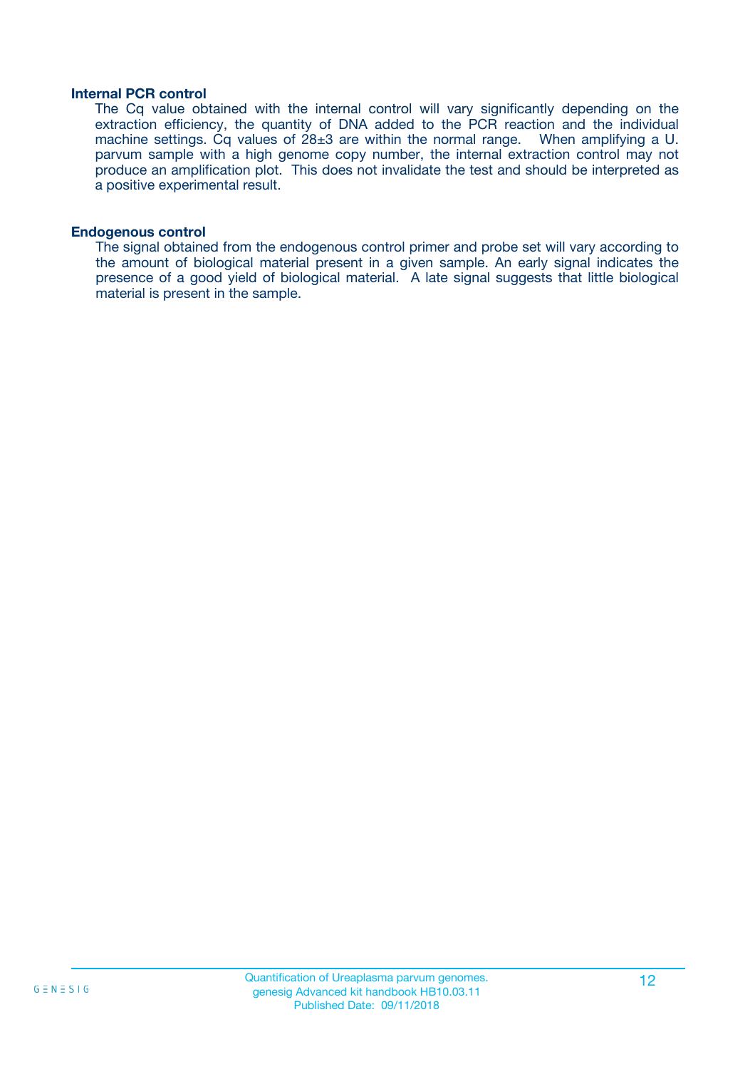### Internal PCR control

The Cq value obtained with the internal control will vary significantly depending on the extraction efficiency, the quantity of DNA added to the PCR reaction and the individual machine settings. Cq values of 28±3 are within the normal range. When amplifying a U. parvum sample with a high genome copy number, the internal extraction control may not produce an amplification plot. This does not invalidate the test and should be interpreted as a positive experimental result.

### Endogenous control

The signal obtained from the endogenous control primer and probe set will vary according to the amount of biological material present in a given sample. An early signal indicates the presence of a good yield of biological material. A late signal suggests that little biological material is present in the sample.